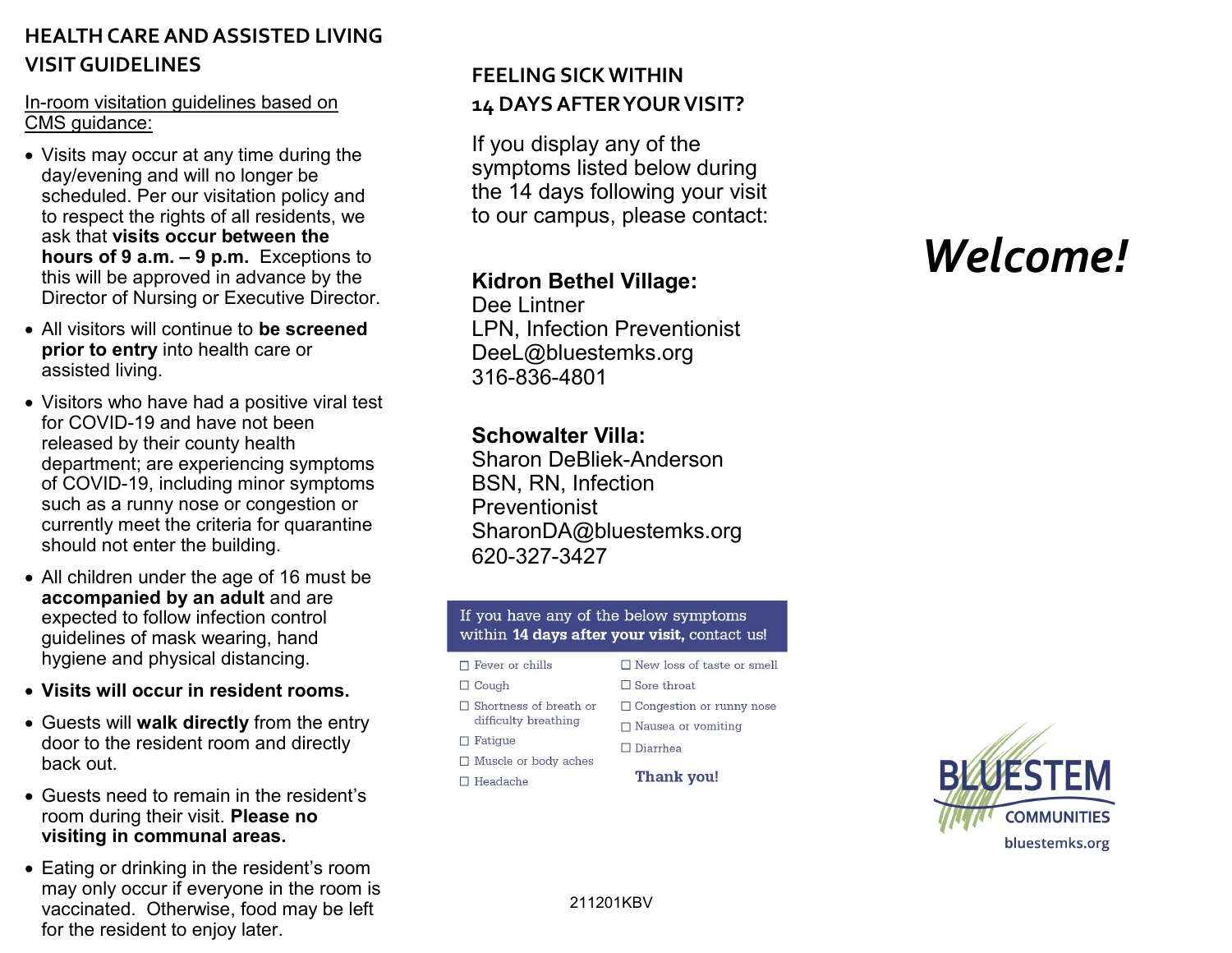## HEALTH CARE AND ASSISTED LIVING VISIT GUIDELINES

In-room visitation guidelines based on CMS guidance:

- Visits may occur at any time during the day/evening and will no longer be scheduled. Per our visitation policy and to respect the rights of all residents, we ask that **visits occur between the hours of 9 a.m. – 9 p.m.** Exceptions to this will be approved in advance by the Director of Nursing or Executive Director.
- All visitors will continue to **be screened prior to entry** into health care or assisted living.
- Visitors who have had a positive viral test for COVID-19 and have not been released by their county health department; are experiencing symptoms of COVID-19, including minor symptoms such as a runny nose or congestion or currently meet the criteria for quarantine should not enter the building.
- All children under the age of 16 must be **accompanied by an adult** and are expected to follow infection control guidelines of mask wearing, hand hygiene and physical distancing.
- **Visits will occur in resident rooms.**
- Guests will **walk directly** from the entry door to the resident room and directly back out.
- Guests need to remain in the resident's room during their visit. **Please no visiting in communal areas.**
- Eating or drinking in the resident's room may only occur if everyone in the room is vaccinated. Otherwise, food may be left for the resident to enjoy later.

## FEELING SICK WITHIN 14 DAYS AFTER YOUR VISIT?

If you display any of the symptoms listed below during the 14 days following your visit to our campus, please contact:

**Kidron Bethel Village:**
Dee Lintner
LPN, Infection Preventionist
DeeL@bluestemks.org
316-836-4801

**Schowalter Villa:**
Sharon DeBliek-Anderson
BSN, RN, Infection Preventionist
SharonDA@bluestemks.org
620-327-3427

If you have any of the below symptoms within **14 days after your visit,** contact us!

- ☐ Fever or chills
- ☐ Cough
- ☐ Shortness of breath or difficulty breathing
- ☐ Fatigue
- ☐ Muscle or body aches
- ☐ Headache
- ☐ New loss of taste or smell
- ☐ Sore throat
- ☐ Congestion or runny nose
- ☐ Nausea or vomiting
- ☐ Diarrhea

**Thank you!**

211201KBV

# *Welcome!*

BLUESTEM COMMUNITIES
bluestemks.org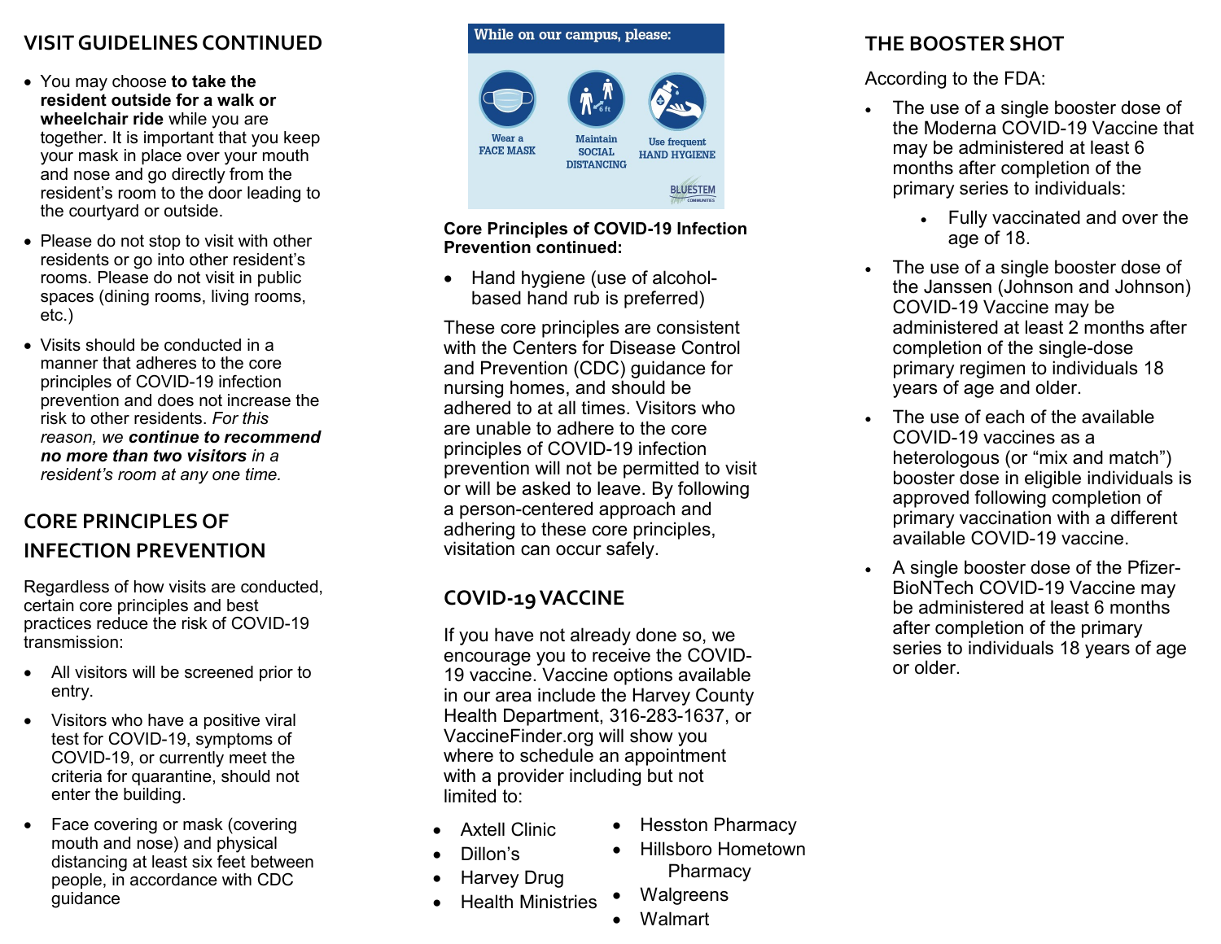## VISIT GUIDELINES CONTINUED

- You may choose **to take the resident outside for a walk or wheelchair ride** while you are together. It is important that you keep your mask in place over your mouth and nose and go directly from the resident's room to the door leading to the courtyard or outside.
- Please do not stop to visit with other residents or go into other resident's rooms. Please do not visit in public spaces (dining rooms, living rooms, etc.)
- Visits should be conducted in a manner that adheres to the core principles of COVID-19 infection prevention and does not increase the risk to other residents. *For this reason, we **continue to recommend no more than two visitors** in a resident's room at any one time.*

## CORE PRINCIPLES OF INFECTION PREVENTION

Regardless of how visits are conducted, certain core principles and best practices reduce the risk of COVID-19 transmission:

- All visitors will be screened prior to entry.
- Visitors who have a positive viral test for COVID-19, symptoms of COVID-19, or currently meet the criteria for quarantine, should not enter the building.
- Face covering or mask (covering mouth and nose) and physical distancing at least six feet between people, in accordance with CDC guidance

While on our campus, please:

Wear a FACE MASK

Maintain SOCIAL DISTANCING

Use frequent HAND HYGIENE

BLUESTEM COMMUNITIES

**Core Principles of COVID-19 Infection Prevention continued:**

- Hand hygiene (use of alcohol-based hand rub is preferred)

These core principles are consistent with the Centers for Disease Control and Prevention (CDC) guidance for nursing homes, and should be adhered to at all times. Visitors who are unable to adhere to the core principles of COVID-19 infection prevention will not be permitted to visit or will be asked to leave. By following a person-centered approach and adhering to these core principles, visitation can occur safely.

## COVID-19 VACCINE

If you have not already done so, we encourage you to receive the COVID-19 vaccine. Vaccine options available in our area include the Harvey County Health Department, 316-283-1637, or VaccineFinder.org will show you where to schedule an appointment with a provider including but not limited to:

- Axtell Clinic
- Dillon's
- Harvey Drug
- Health Ministries
- Hesston Pharmacy
- Hillsboro Hometown Pharmacy
- Walgreens
- Walmart

## THE BOOSTER SHOT

According to the FDA:

- The use of a single booster dose of the Moderna COVID-19 Vaccine that may be administered at least 6 months after completion of the primary series to individuals:
  - Fully vaccinated and over the age of 18.
- The use of a single booster dose of the Janssen (Johnson and Johnson) COVID-19 Vaccine may be administered at least 2 months after completion of the single-dose primary regimen to individuals 18 years of age and older.
- The use of each of the available COVID-19 vaccines as a heterologous (or "mix and match") booster dose in eligible individuals is approved following completion of primary vaccination with a different available COVID-19 vaccine.
- A single booster dose of the Pfizer-BioNTech COVID-19 Vaccine may be administered at least 6 months after completion of the primary series to individuals 18 years of age or older.